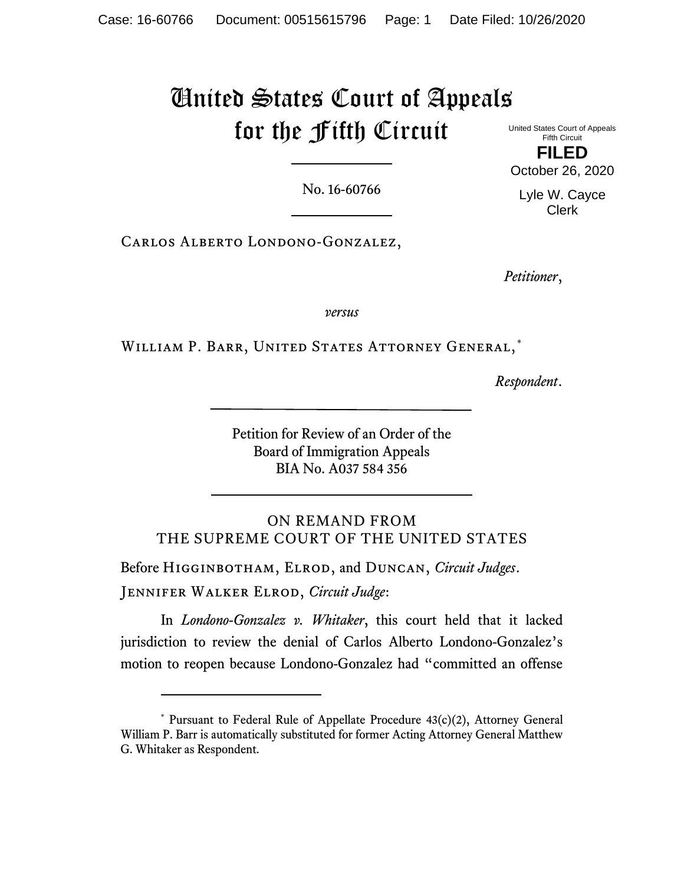# United States Court of Appeals for the Fifth Circuit

United States Court of Appeals
Fifth Circuit

**FILED**

October 26, 2020

Lyle W. Cayce
Clerk

No. 16-60766

Carlos Alberto Londono-Gonzalez,

*Petitioner*,

*versus*

William P. Barr, United States Attorney General,[*]

*Respondent*.

Petition for Review of an Order of the
Board of Immigration Appeals
BIA No. A037 584 356

ON REMAND FROM
THE SUPREME COURT OF THE UNITED STATES

Before Higginbotham, Elrod, and Duncan, *Circuit Judges*.

Jennifer Walker Elrod, *Circuit Judge*:

In *Londono-Gonzalez v. Whitaker*, this court held that it lacked jurisdiction to review the denial of Carlos Alberto Londono-Gonzalez's motion to reopen because Londono-Gonzalez had "committed an offense

---

[*] Pursuant to Federal Rule of Appellate Procedure 43(c)(2), Attorney General William P. Barr is automatically substituted for former Acting Attorney General Matthew G. Whitaker as Respondent.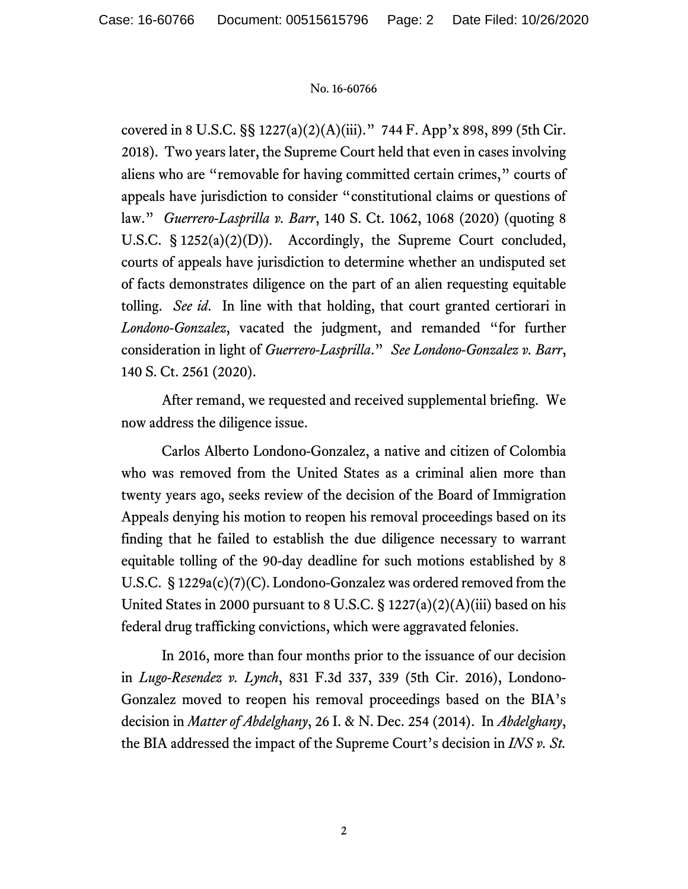covered in 8 U.S.C. §§ 1227(a)(2)(A)(iii)." 744 F. App'x 898, 899 (5th Cir. 2018). Two years later, the Supreme Court held that even in cases involving aliens who are "removable for having committed certain crimes," courts of appeals have jurisdiction to consider "constitutional claims or questions of law." *Guerrero-Lasprilla v. Barr*, 140 S. Ct. 1062, 1068 (2020) (quoting 8 U.S.C. § 1252(a)(2)(D)). Accordingly, the Supreme Court concluded, courts of appeals have jurisdiction to determine whether an undisputed set of facts demonstrates diligence on the part of an alien requesting equitable tolling. *See id*. In line with that holding, that court granted certiorari in *Londono-Gonzalez*, vacated the judgment, and remanded "for further consideration in light of *Guerrero-Lasprilla*." *See Londono-Gonzalez v. Barr*, 140 S. Ct. 2561 (2020).

After remand, we requested and received supplemental briefing. We now address the diligence issue.

Carlos Alberto Londono-Gonzalez, a native and citizen of Colombia who was removed from the United States as a criminal alien more than twenty years ago, seeks review of the decision of the Board of Immigration Appeals denying his motion to reopen his removal proceedings based on its finding that he failed to establish the due diligence necessary to warrant equitable tolling of the 90-day deadline for such motions established by 8 U.S.C. § 1229a(c)(7)(C). Londono-Gonzalez was ordered removed from the United States in 2000 pursuant to 8 U.S.C. § 1227(a)(2)(A)(iii) based on his federal drug trafficking convictions, which were aggravated felonies.

In 2016, more than four months prior to the issuance of our decision in *Lugo-Resendez v. Lynch*, 831 F.3d 337, 339 (5th Cir. 2016), Londono-Gonzalez moved to reopen his removal proceedings based on the BIA's decision in *Matter of Abdelghany*, 26 I. & N. Dec. 254 (2014). In *Abdelghany*, the BIA addressed the impact of the Supreme Court's decision in *INS v. St.*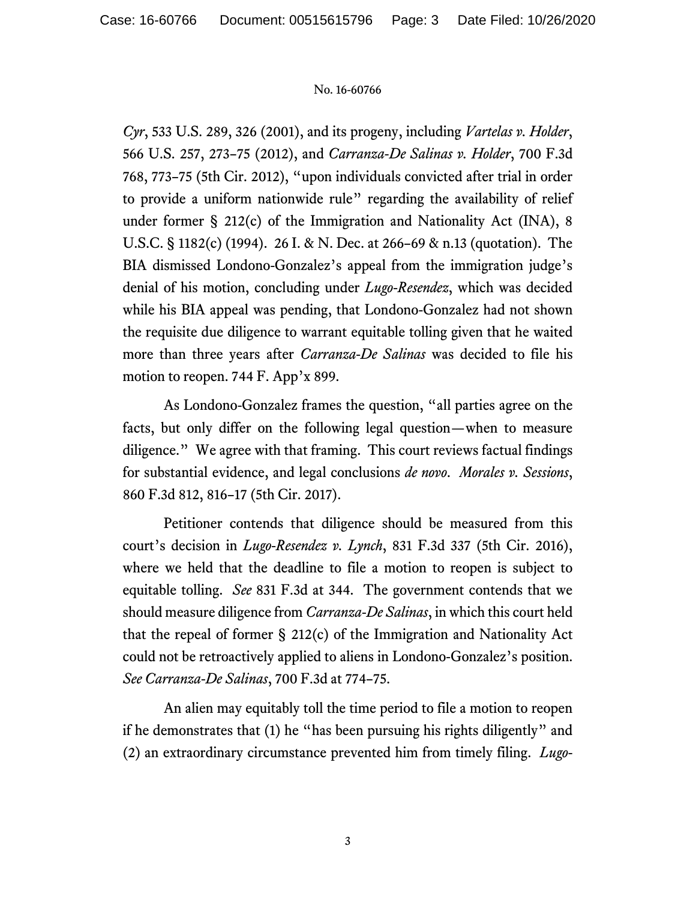*Cyr*, 533 U.S. 289, 326 (2001), and its progeny, including *Vartelas v. Holder*, 566 U.S. 257, 273–75 (2012), and *Carranza-De Salinas v. Holder*, 700 F.3d 768, 773–75 (5th Cir. 2012), "upon individuals convicted after trial in order to provide a uniform nationwide rule" regarding the availability of relief under former § 212(c) of the Immigration and Nationality Act (INA), 8 U.S.C. § 1182(c) (1994). 26 I. & N. Dec. at 266–69 & n.13 (quotation). The BIA dismissed Londono-Gonzalez's appeal from the immigration judge's denial of his motion, concluding under *Lugo-Resendez*, which was decided while his BIA appeal was pending, that Londono-Gonzalez had not shown the requisite due diligence to warrant equitable tolling given that he waited more than three years after *Carranza-De Salinas* was decided to file his motion to reopen. 744 F. App'x 899.

As Londono-Gonzalez frames the question, "all parties agree on the facts, but only differ on the following legal question—when to measure diligence." We agree with that framing. This court reviews factual findings for substantial evidence, and legal conclusions *de novo*. *Morales v. Sessions*, 860 F.3d 812, 816–17 (5th Cir. 2017).

Petitioner contends that diligence should be measured from this court's decision in *Lugo-Resendez v. Lynch*, 831 F.3d 337 (5th Cir. 2016), where we held that the deadline to file a motion to reopen is subject to equitable tolling. *See* 831 F.3d at 344. The government contends that we should measure diligence from *Carranza-De Salinas*, in which this court held that the repeal of former § 212(c) of the Immigration and Nationality Act could not be retroactively applied to aliens in Londono-Gonzalez's position. *See Carranza-De Salinas*, 700 F.3d at 774–75.

An alien may equitably toll the time period to file a motion to reopen if he demonstrates that (1) he "has been pursuing his rights diligently" and (2) an extraordinary circumstance prevented him from timely filing. *Lugo-*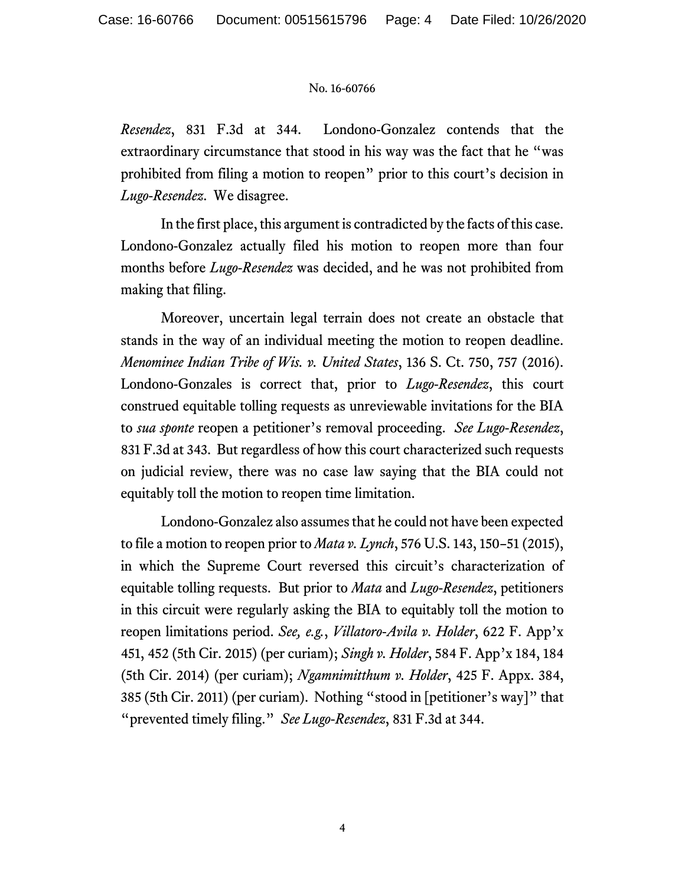*Resendez*, 831 F.3d at 344. Londono-Gonzalez contends that the extraordinary circumstance that stood in his way was the fact that he "was prohibited from filing a motion to reopen" prior to this court's decision in *Lugo-Resendez*. We disagree.

In the first place, this argument is contradicted by the facts of this case. Londono-Gonzalez actually filed his motion to reopen more than four months before *Lugo-Resendez* was decided, and he was not prohibited from making that filing.

Moreover, uncertain legal terrain does not create an obstacle that stands in the way of an individual meeting the motion to reopen deadline. *Menominee Indian Tribe of Wis. v. United States*, 136 S. Ct. 750, 757 (2016). Londono-Gonzales is correct that, prior to *Lugo-Resendez*, this court construed equitable tolling requests as unreviewable invitations for the BIA to *sua sponte* reopen a petitioner's removal proceeding. *See Lugo-Resendez*, 831 F.3d at 343. But regardless of how this court characterized such requests on judicial review, there was no case law saying that the BIA could not equitably toll the motion to reopen time limitation.

Londono-Gonzalez also assumes that he could not have been expected to file a motion to reopen prior to *Mata v. Lynch*, 576 U.S. 143, 150–51 (2015), in which the Supreme Court reversed this circuit's characterization of equitable tolling requests. But prior to *Mata* and *Lugo-Resendez*, petitioners in this circuit were regularly asking the BIA to equitably toll the motion to reopen limitations period. *See, e.g.*, *Villatoro-Avila v. Holder*, 622 F. App'x 451, 452 (5th Cir. 2015) (per curiam); *Singh v. Holder*, 584 F. App'x 184, 184 (5th Cir. 2014) (per curiam); *Ngamnimitthum v. Holder*, 425 F. Appx. 384, 385 (5th Cir. 2011) (per curiam). Nothing "stood in [petitioner's way]" that "prevented timely filing." *See Lugo-Resendez*, 831 F.3d at 344.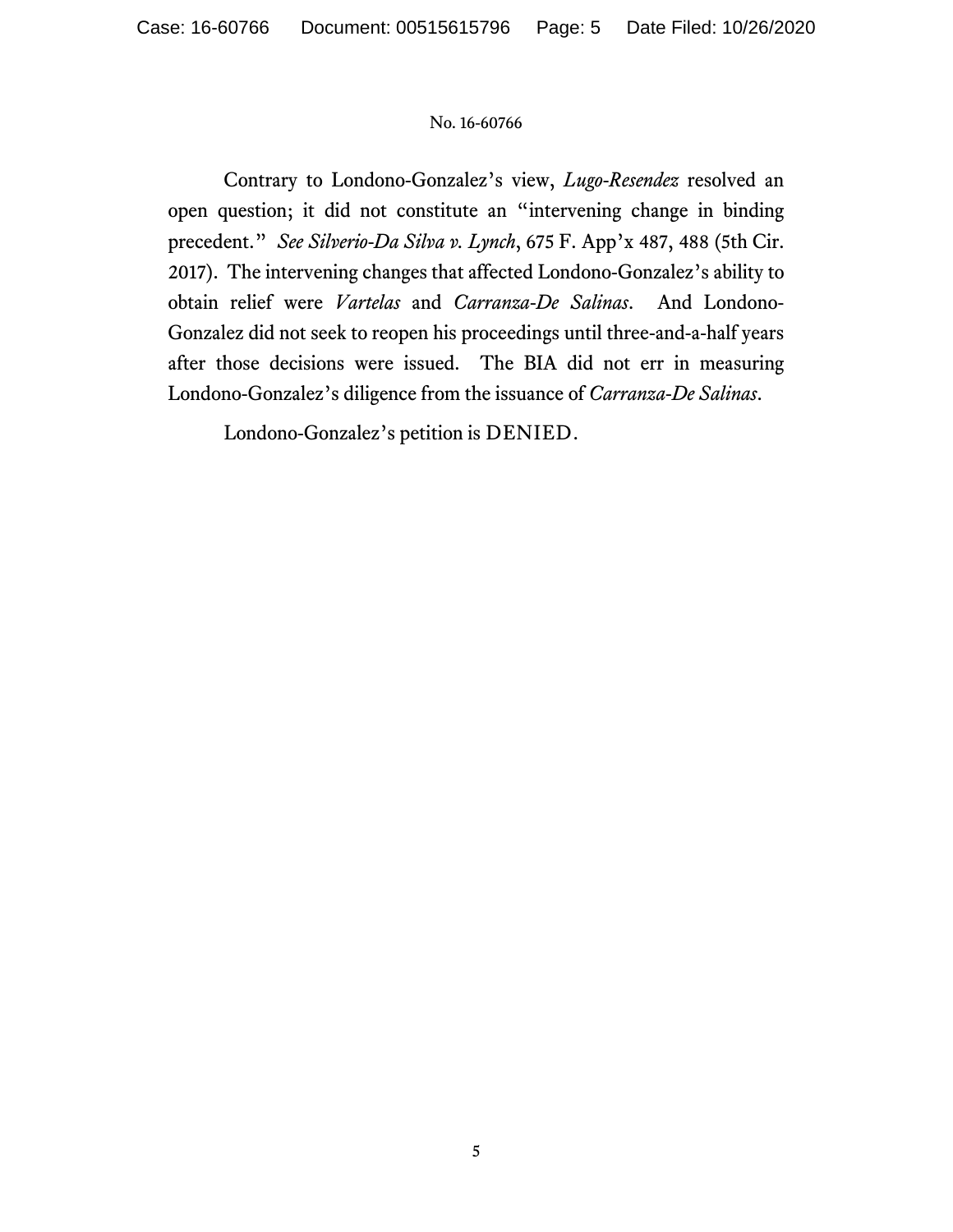Contrary to Londono-Gonzalez's view, *Lugo-Resendez* resolved an open question; it did not constitute an "intervening change in binding precedent." *See Silverio-Da Silva v. Lynch*, 675 F. App'x 487, 488 (5th Cir. 2017). The intervening changes that affected Londono-Gonzalez's ability to obtain relief were *Vartelas* and *Carranza-De Salinas*. And Londono-Gonzalez did not seek to reopen his proceedings until three-and-a-half years after those decisions were issued. The BIA did not err in measuring Londono-Gonzalez's diligence from the issuance of *Carranza-De Salinas*.

Londono-Gonzalez's petition is DENIED.